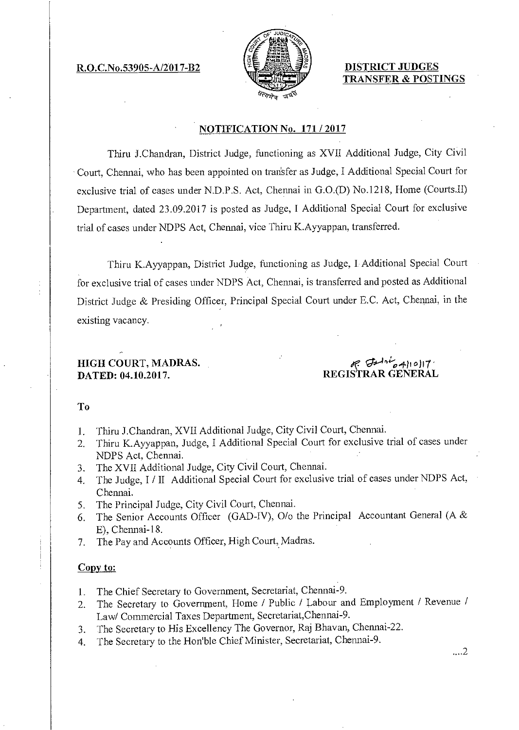**R.O.C.No.53905-A/2017-B2**

**DISTRICT JUDGES TRANSFER & POSTINGS**

## NOTIFICATION No. 171 / 2017

Thiru J.Chandran, District Judge, functioning as XVII Additional Judge, City Civil Court, Chennai, who has been appointed on transfer as Judge, I Additional Special Court for exclusive trial of cases under N.D.P.S. Act, Chennai in G.O.(D) No.1218, Home (Courts.II) Department, dated 23.09.2017 is posted as Judge, I Additional Special Court for exclusive trial of cases under NDPS Act, Chennai, vice Thiru K.Ayyappan, transferred.

Thiru K.Ayyappan, District Judge, functioning as Judge, I Additional Special Court for exclusive trial of cases under NDPS Act, Chennai, is transferred and posted as Additional District Judge & Presiding Officer, Principal Special Court under E.C. Act, Chennai, in the existing vacancy.

**HIGH COURT, MADRAS.**
**DATED: 04.10.2017.**

04/10/17
**REGISTRAR GENERAL**

**To**

1. Thiru J.Chandran, XVII Additional Judge, City Civil Court, Chennai.
2. Thiru K.Ayyappan, Judge, I Additional Special Court for exclusive trial of cases under NDPS Act, Chennai.
3. The XVII Additional Judge, City Civil Court, Chennai.
4. The Judge, I / II Additional Special Court for exclusive trial of cases under NDPS Act, Chennai.
5. The Principal Judge, City Civil Court, Chennai.
6. The Senior Accounts Officer (GAD-IV), O/o the Principal Accountant General (A & E), Chennai-18.
7. The Pay and Accounts Officer, High Court, Madras.

**Copy to:**

1. The Chief Secretary to Government, Secretariat, Chennai-9.
2. The Secretary to Government, Home / Public / Labour and Employment / Revenue / Law/ Commercial Taxes Department, Secretariat,Chennai-9.
3. The Secretary to His Excellency The Governor, Raj Bhavan, Chennai-22.
4. The Secretary to the Hon'ble Chief Minister, Secretariat, Chennai-9.

....2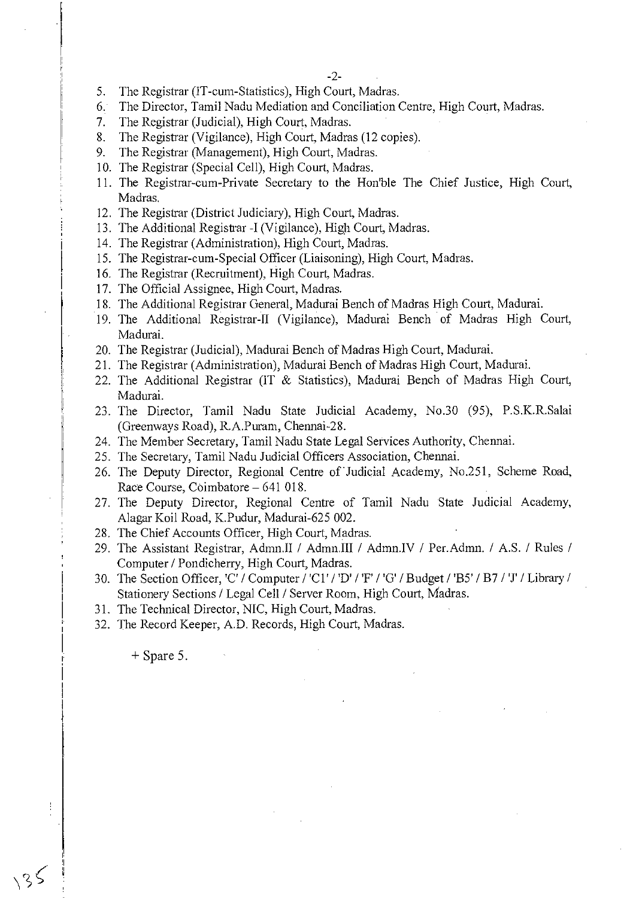5. The Registrar (IT-cum-Statistics), High Court, Madras.
6. The Director, Tamil Nadu Mediation and Conciliation Centre, High Court, Madras.
7. The Registrar (Judicial), High Court, Madras.
8. The Registrar (Vigilance), High Court, Madras (12 copies).
9. The Registrar (Management), High Court, Madras.
10. The Registrar (Special Cell), High Court, Madras.
11. The Registrar-cum-Private Secretary to the Hon'ble The Chief Justice, High Court, Madras.
12. The Registrar (District Judiciary), High Court, Madras.
13. The Additional Registrar -I (Vigilance), High Court, Madras.
14. The Registrar (Administration), High Court, Madras.
15. The Registrar-cum-Special Officer (Liaisoning), High Court, Madras.
16. The Registrar (Recruitment), High Court, Madras.
17. The Official Assignee, High Court, Madras.
18. The Additional Registrar General, Madurai Bench of Madras High Court, Madurai.
19. The Additional Registrar-II (Vigilance), Madurai Bench of Madras High Court, Madurai.
20. The Registrar (Judicial), Madurai Bench of Madras High Court, Madurai.
21. The Registrar (Administration), Madurai Bench of Madras High Court, Madurai.
22. The Additional Registrar (IT & Statistics), Madurai Bench of Madras High Court, Madurai.
23. The Director, Tamil Nadu State Judicial Academy, No.30 (95), P.S.K.R.Salai (Greenways Road), R.A.Puram, Chennai-28.
24. The Member Secretary, Tamil Nadu State Legal Services Authority, Chennai.
25. The Secretary, Tamil Nadu Judicial Officers Association, Chennai.
26. The Deputy Director, Regional Centre of Judicial Academy, No.251, Scheme Road, Race Course, Coimbatore – 641 018.
27. The Deputy Director, Regional Centre of Tamil Nadu State Judicial Academy, Alagar Koil Road, K.Pudur, Madurai-625 002.
28. The Chief Accounts Officer, High Court, Madras.
29. The Assistant Registrar, Admn.II / Admn.III / Admn.IV / Per.Admn. / A.S. / Rules / Computer / Pondicherry, High Court, Madras.
30. The Section Officer, 'C' / Computer / 'C1' / 'D' / 'F' / 'G' / Budget / 'B5' / B7 / 'J' / Library / Stationery Sections / Legal Cell / Server Room, High Court, Madras.
31. The Technical Director, NIC, High Court, Madras.
32. The Record Keeper, A.D. Records, High Court, Madras.

+ Spare 5.

135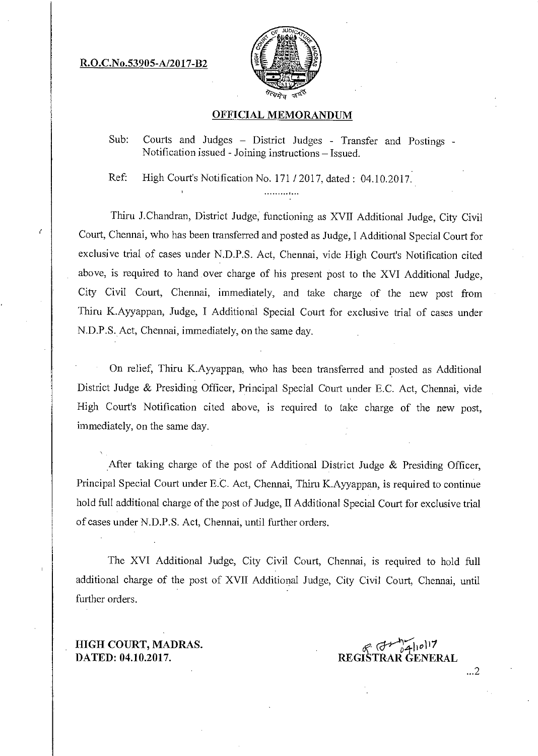**R.O.C.No.53905-A/2017-B2**

## OFFICIAL MEMORANDUM

Sub: Courts and Judges – District Judges - Transfer and Postings - Notification issued - Joining instructions – Issued.

Ref: High Court's Notification No. 171 / 2017, dated : 04.10.2017.

.............

Thiru J.Chandran, District Judge, functioning as XVII Additional Judge, City Civil Court, Chennai, who has been transferred and posted as Judge, I Additional Special Court for exclusive trial of cases under N.D.P.S. Act, Chennai, vide High Court's Notification cited above, is required to hand over charge of his present post to the XVI Additional Judge, City Civil Court, Chennai, immediately, and take charge of the new post from Thiru K.Ayyappan, Judge, I Additional Special Court for exclusive trial of cases under N.D.P.S. Act, Chennai, immediately, on the same day.

On relief, Thiru K.Ayyappan, who has been transferred and posted as Additional District Judge & Presiding Officer, Principal Special Court under E.C. Act, Chennai, vide High Court's Notification cited above, is required to take charge of the new post, immediately, on the same day.

After taking charge of the post of Additional District Judge & Presiding Officer, Principal Special Court under E.C. Act, Chennai, Thiru K.Ayyappan, is required to continue hold full additional charge of the post of Judge, II Additional Special Court for exclusive trial of cases under N.D.P.S. Act, Chennai, until further orders.

The XVI Additional Judge, City Civil Court, Chennai, is required to hold full additional charge of the post of XVII Additional Judge, City Civil Court, Chennai, until further orders.

**HIGH COURT, MADRAS.**
**DATED: 04.10.2017.**

04/10/17
**REGISTRAR GENERAL**

...2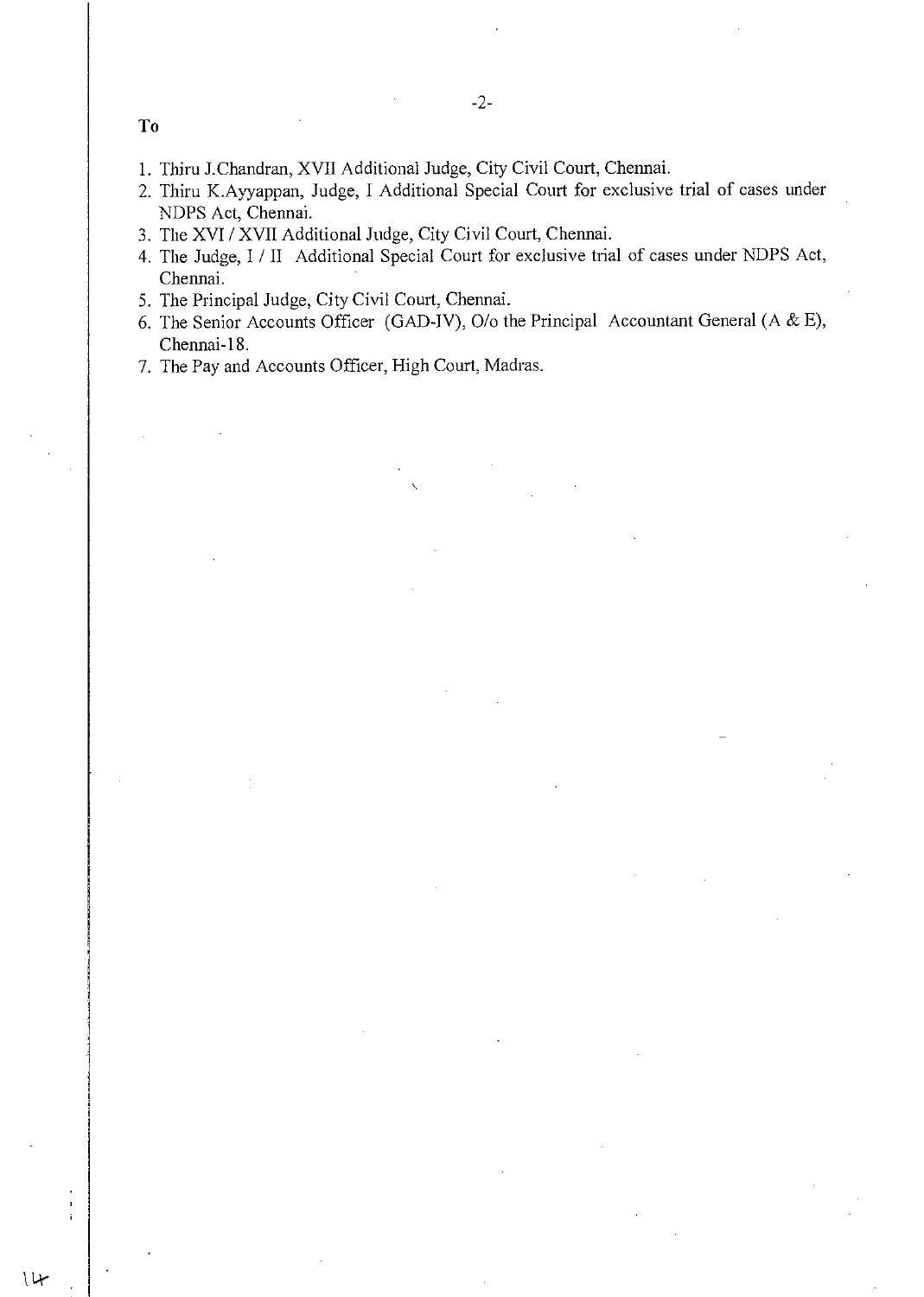**To**

1. Thiru J.Chandran, XVII Additional Judge, City Civil Court, Chennai.
2. Thiru K.Ayyappan, Judge, I Additional Special Court for exclusive trial of cases under NDPS Act, Chennai.
3. The XVI / XVII Additional Judge, City Civil Court, Chennai.
4. The Judge, I / II Additional Special Court for exclusive trial of cases under NDPS Act, Chennai.
5. The Principal Judge, City Civil Court, Chennai.
6. The Senior Accounts Officer (GAD-IV), O/o the Principal Accountant General (A & E), Chennai-18.
7. The Pay and Accounts Officer, High Court, Madras.